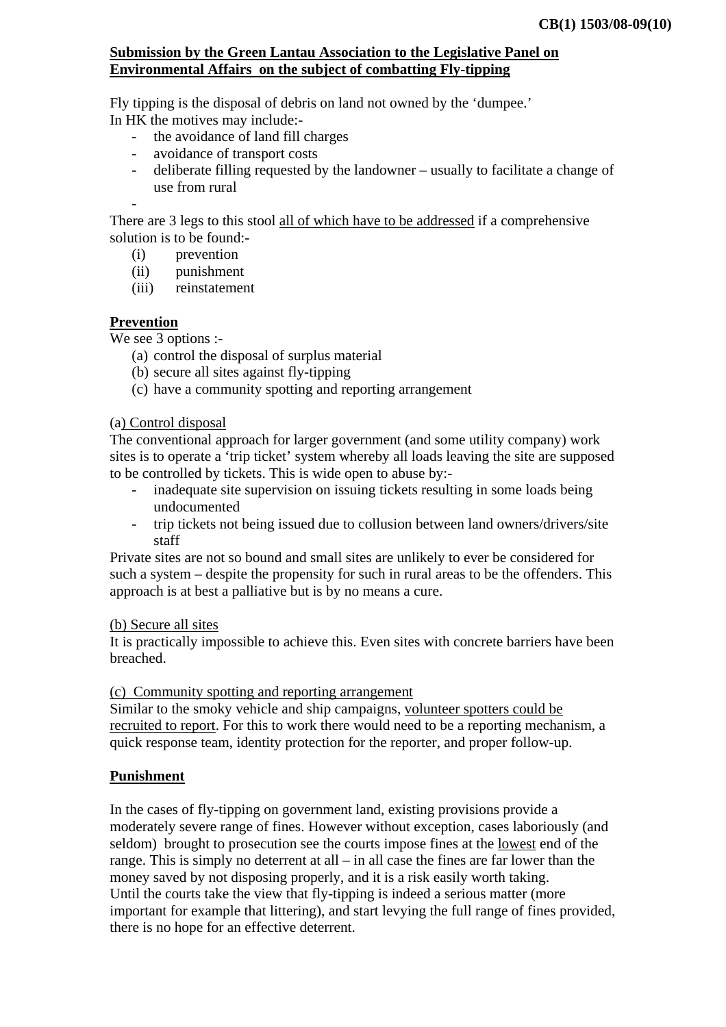CB(1) 1503/08-09(10)

**Submission by the Green Lantau Association to the Legislative Panel on Environmental Affairs on the subject of combatting Fly-tipping**

Fly tipping is the disposal of debris on land not owned by the 'dumpee.'
In HK the motives may include:-

- the avoidance of land fill charges
- avoidance of transport costs
- deliberate filling requested by the landowner – usually to facilitate a change of use from rural
-

There are 3 legs to this stool all of which have to be addressed if a comprehensive solution is to be found:-

(i) prevention
(ii) punishment
(iii) reinstatement

## Prevention

We see 3 options :-

(a) control the disposal of surplus material
(b) secure all sites against fly-tipping
(c) have a community spotting and reporting arrangement

(a) Control disposal

The conventional approach for larger government (and some utility company) work sites is to operate a 'trip ticket' system whereby all loads leaving the site are supposed to be controlled by tickets. This is wide open to abuse by:-

- inadequate site supervision on issuing tickets resulting in some loads being undocumented
- trip tickets not being issued due to collusion between land owners/drivers/site staff

Private sites are not so bound and small sites are unlikely to ever be considered for such a system – despite the propensity for such in rural areas to be the offenders. This approach is at best a palliative but is by no means a cure.

(b) Secure all sites

It is practically impossible to achieve this. Even sites with concrete barriers have been breached.

(c) Community spotting and reporting arrangement

Similar to the smoky vehicle and ship campaigns, volunteer spotters could be recruited to report. For this to work there would need to be a reporting mechanism, a quick response team, identity protection for the reporter, and proper follow-up.

## Punishment

In the cases of fly-tipping on government land, existing provisions provide a moderately severe range of fines. However without exception, cases laboriously (and seldom) brought to prosecution see the courts impose fines at the lowest end of the range. This is simply no deterrent at all – in all case the fines are far lower than the money saved by not disposing properly, and it is a risk easily worth taking.
Until the courts take the view that fly-tipping is indeed a serious matter (more important for example that littering), and start levying the full range of fines provided, there is no hope for an effective deterrent.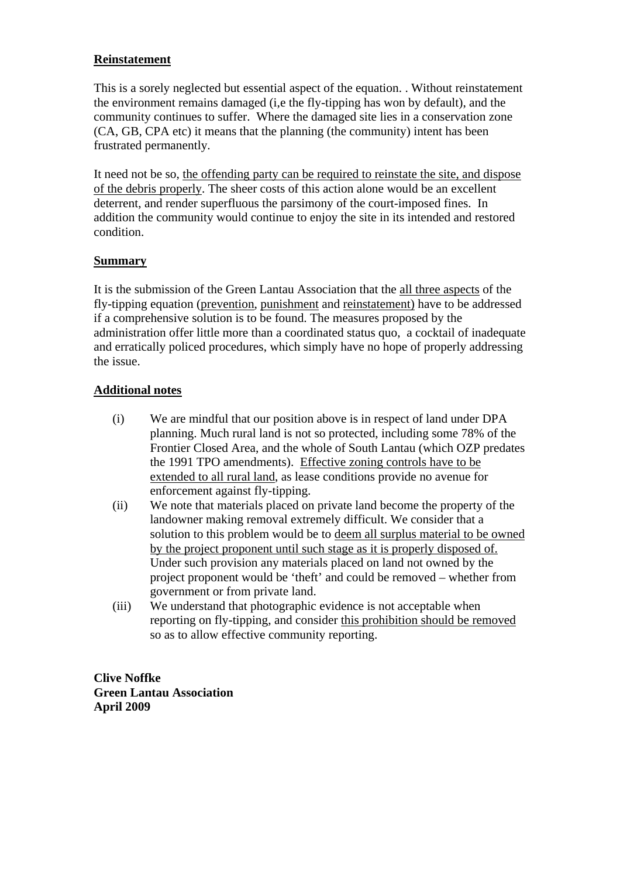**Reinstatement**

This is a sorely neglected but essential aspect of the equation. . Without reinstatement the environment remains damaged (i,e the fly-tipping has won by default), and the community continues to suffer. Where the damaged site lies in a conservation zone (CA, GB, CPA etc) it means that the planning (the community) intent has been frustrated permanently.

It need not be so, <u>the offending party can be required to reinstate the site, and dispose of the debris properly</u>. The sheer costs of this action alone would be an excellent deterrent, and render superfluous the parsimony of the court-imposed fines. In addition the community would continue to enjoy the site in its intended and restored condition.

**Summary**

It is the submission of the Green Lantau Association that the <u>all three aspects</u> of the fly-tipping equation (<u>prevention</u>, <u>punishment</u> and <u>reinstatement)</u> have to be addressed if a comprehensive solution is to be found. The measures proposed by the administration offer little more than a coordinated status quo, a cocktail of inadequate and erratically policed procedures, which simply have no hope of properly addressing the issue.

**Additional notes**

(i) We are mindful that our position above is in respect of land under DPA planning. Much rural land is not so protected, including some 78% of the Frontier Closed Area, and the whole of South Lantau (which OZP predates the 1991 TPO amendments). <u>Effective zoning controls have to be extended to all rural land</u>, as lease conditions provide no avenue for enforcement against fly-tipping.

(ii) We note that materials placed on private land become the property of the landowner making removal extremely difficult. We consider that a solution to this problem would be to <u>deem all surplus material to be owned by the project proponent until such stage as it is properly disposed of.</u> Under such provision any materials placed on land not owned by the project proponent would be 'theft' and could be removed – whether from government or from private land.

(iii) We understand that photographic evidence is not acceptable when reporting on fly-tipping, and consider <u>this prohibition should be removed</u> so as to allow effective community reporting.

**Clive Noffke**
**Green Lantau Association**
**April 2009**